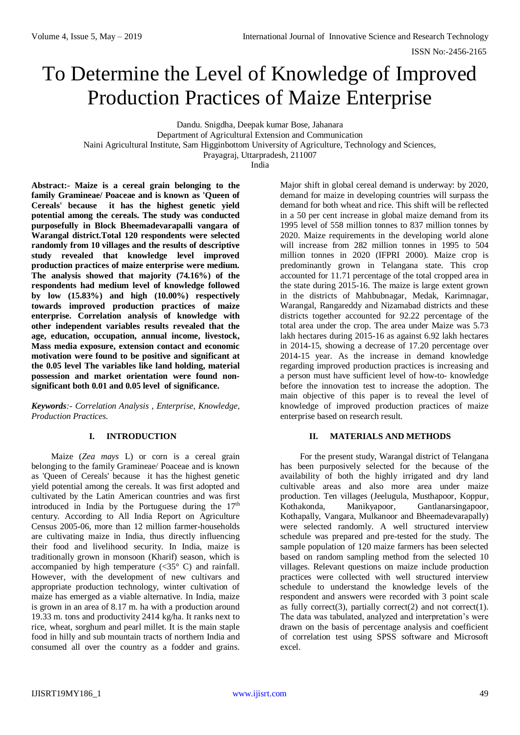# To Determine the Level of Knowledge of Improved Production Practices of Maize Enterprise

Dandu. Snigdha, Deepak kumar Bose, Jahanara
Department of Agricultural Extension and Communication
Naini Agricultural Institute, Sam Higginbottom University of Agriculture, Technology and Sciences,
Prayagraj, Uttarpradesh, 211007
India

**Abstract:- Maize is a cereal grain belonging to the family Gramineae/ Poaceae and is known as 'Queen of Cereals' because it has the highest genetic yield potential among the cereals. The study was conducted purposefully in Block Bheemadevarapalli vangara of Warangal district.Total 120 respondents were selected randomly from 10 villages and the results of descriptive study revealed that knowledge level improved production practices of maize enterprise were medium. The analysis showed that majority (74.16%) of the respondents had medium level of knowledge followed by low (15.83%) and high (10.00%) respectively towards improved production practices of maize enterprise. Correlation analysis of knowledge with other independent variables results revealed that the age, education, occupation, annual income, livestock, Mass media exposure, extension contact and economic motivation were found to be positive and significant at the 0.05 level The variables like land holding, material possession and market orientation were found non-significant both 0.01 and 0.05 level of significance.**

***Keywords**:- Correlation Analysis , Enterprise, Knowledge, Production Practices.*

## I. INTRODUCTION

Maize (*Zea mays* L) or corn is a cereal grain belonging to the family Gramineae/ Poaceae and is known as 'Queen of Cereals' because it has the highest genetic yield potential among the cereals. It was first adopted and cultivated by the Latin American countries and was first introduced in India by the Portuguese during the $17^{th}$ century. According to All India Report on Agriculture Census 2005-06, more than 12 million farmer-households are cultivating maize in India, thus directly influencing their food and livelihood security. In India, maize is traditionally grown in monsoon (Kharif) season, which is accompanied by high temperature (<35° C) and rainfall. However, with the development of new cultivars and appropriate production technology, winter cultivation of maize has emerged as a viable alternative. In India, maize is grown in an area of 8.17 m. ha with a production around 19.33 m. tons and productivity 2414 kg/ha. It ranks next to rice, wheat, sorghum and pearl millet. It is the main staple food in hilly and sub mountain tracts of northern India and consumed all over the country as a fodder and grains. Major shift in global cereal demand is underway: by 2020, demand for maize in developing countries will surpass the demand for both wheat and rice. This shift will be reflected in a 50 per cent increase in global maize demand from its 1995 level of 558 million tonnes to 837 million tonnes by 2020. Maize requirements in the developing world alone will increase from 282 million tonnes in 1995 to 504 million tonnes in 2020 (IFPRI 2000). Maize crop is predominantly grown in Telangana state. This crop accounted for 11.71 percentage of the total cropped area in the state during 2015-16. The maize is large extent grown in the districts of Mahbubnagar, Medak, Karimnagar, Warangal, Rangareddy and Nizamabad districts and these districts together accounted for 92.22 percentage of the total area under the crop. The area under Maize was 5.73 lakh hectares during 2015-16 as against 6.92 lakh hectares in 2014-15, showing a decrease of 17.20 percentage over 2014-15 year. As the increase in demand knowledge regarding improved production practices is increasing and a person must have sufficient level of how-to- knowledge before the innovation test to increase the adoption. The main objective of this paper is to reveal the level of knowledge of improved production practices of maize enterprise based on research result.

## II. MATERIALS AND METHODS

For the present study, Warangal district of Telangana has been purposively selected for the because of the availability of both the highly irrigated and dry land cultivable areas and also more area under maize production. Ten villages (Jeelugula, Musthapoor, Koppur, Kothakonda, Manikyapoor, Gantlanarsingapoor, Kothapally, Vangara, Mulkanoor and Bheemadevarapally) were selected randomly. A well structured interview schedule was prepared and pre-tested for the study. The sample population of 120 maize farmers has been selected based on random sampling method from the selected 10 villages. Relevant questions on maize include production practices were collected with well structured interview schedule to understand the knowledge levels of the respondent and answers were recorded with 3 point scale as fully correct(3), partially correct(2) and not correct(1). The data was tabulated, analyzed and interpretation's were drawn on the basis of percentage analysis and coefficient of correlation test using SPSS software and Microsoft excel.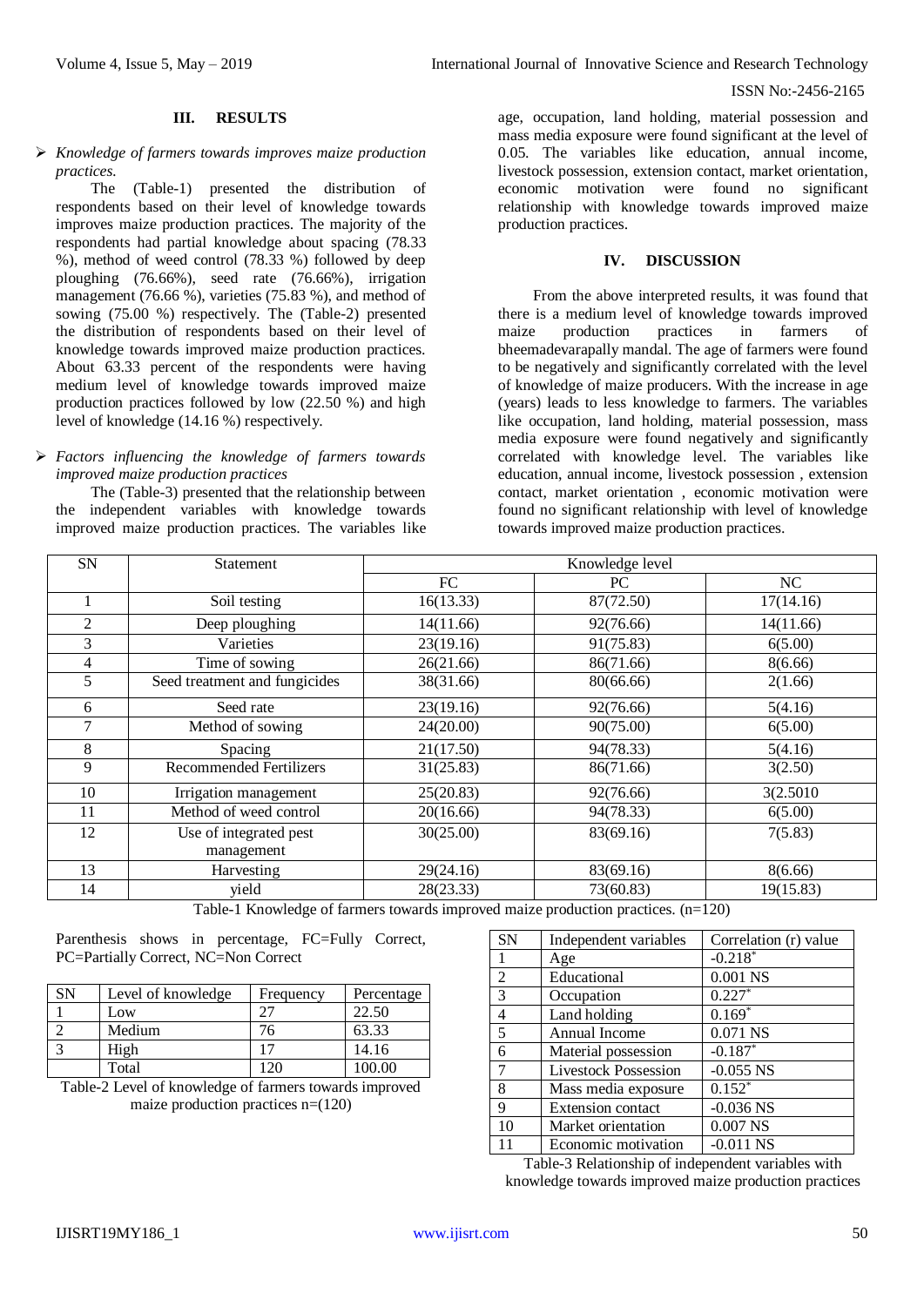## III. RESULTS

- *Knowledge of farmers towards improves maize production practices.*

The (Table-1) presented the distribution of respondents based on their level of knowledge towards improves maize production practices. The majority of the respondents had partial knowledge about spacing (78.33 %), method of weed control (78.33 %) followed by deep ploughing (76.66%), seed rate (76.66%), irrigation management (76.66 %), varieties (75.83 %), and method of sowing (75.00 %) respectively. The (Table-2) presented the distribution of respondents based on their level of knowledge towards improved maize production practices. About 63.33 percent of the respondents were having medium level of knowledge towards improved maize production practices followed by low (22.50 %) and high level of knowledge (14.16 %) respectively.

- *Factors influencing the knowledge of farmers towards improved maize production practices*

The (Table-3) presented that the relationship between the independent variables with knowledge towards improved maize production practices. The variables like age, occupation, land holding, material possession and mass media exposure were found significant at the level of 0.05. The variables like education, annual income, livestock possession, extension contact, market orientation, economic motivation were found no significant relationship with knowledge towards improved maize production practices.

## IV. DISCUSSION

From the above interpreted results, it was found that there is a medium level of knowledge towards improved maize production practices in farmers of bheemadevarapally mandal. The age of farmers were found to be negatively and significantly correlated with the level of knowledge of maize producers. With the increase in age (years) leads to less knowledge to farmers. The variables like occupation, land holding, material possession, mass media exposure were found negatively and significantly correlated with knowledge level. The variables like education, annual income, livestock possession , extension contact, market orientation , economic motivation were found no significant relationship with level of knowledge towards improved maize production practices.

| SN | Statement | Knowledge level | | |
|---|---|---|---|---|
| | | FC | PC | NC |
| 1 | Soil testing | 16(13.33) | 87(72.50) | 17(14.16) |
| 2 | Deep ploughing | 14(11.66) | 92(76.66) | 14(11.66) |
| 3 | Varieties | 23(19.16) | 91(75.83) | 6(5.00) |
| 4 | Time of sowing | 26(21.66) | 86(71.66) | 8(6.66) |
| 5 | Seed treatment and fungicides | 38(31.66) | 80(66.66) | 2(1.66) |
| 6 | Seed rate | 23(19.16) | 92(76.66) | 5(4.16) |
| 7 | Method of sowing | 24(20.00) | 90(75.00) | 6(5.00) |
| 8 | Spacing | 21(17.50) | 94(78.33) | 5(4.16) |
| 9 | Recommended Fertilizers | 31(25.83) | 86(71.66) | 3(2.50) |
| 10 | Irrigation management | 25(20.83) | 92(76.66) | 3(2.5010 |
| 11 | Method of weed control | 20(16.66) | 94(78.33) | 6(5.00) |
| 12 | Use of integrated pest management | 30(25.00) | 83(69.16) | 7(5.83) |
| 13 | Harvesting | 29(24.16) | 83(69.16) | 8(6.66) |
| 14 | yield | 28(23.33) | 73(60.83) | 19(15.83) |

Table-1 Knowledge of farmers towards improved maize production practices. (n=120)

Parenthesis shows in percentage, FC=Fully Correct, PC=Partially Correct, NC=Non Correct

| SN | Level of knowledge | Frequency | Percentage |
|---|---|---|---|
| 1 | Low | 27 | 22.50 |
| 2 | Medium | 76 | 63.33 |
| 3 | High | 17 | 14.16 |
| | Total | 120 | 100.00 |

Table-2 Level of knowledge of farmers towards improved maize production practices n=(120)

| SN | Independent variables | Correlation (r) value |
|---|---|---|
| 1 | Age | $-0.218^{*}$ |
| 2 | Educational | 0.001 NS |
| 3 | Occupation | $0.227^{*}$ |
| 4 | Land holding | $0.169^{*}$ |
| 5 | Annual Income | 0.071 NS |
| 6 | Material possession | $-0.187^{*}$ |
| 7 | Livestock Possession | -0.055 NS |
| 8 | Mass media exposure | $0.152^{*}$ |
| 9 | Extension contact | -0.036 NS |
| 10 | Market orientation | 0.007 NS |
| 11 | Economic motivation | -0.011 NS |

Table-3 Relationship of independent variables with knowledge towards improved maize production practices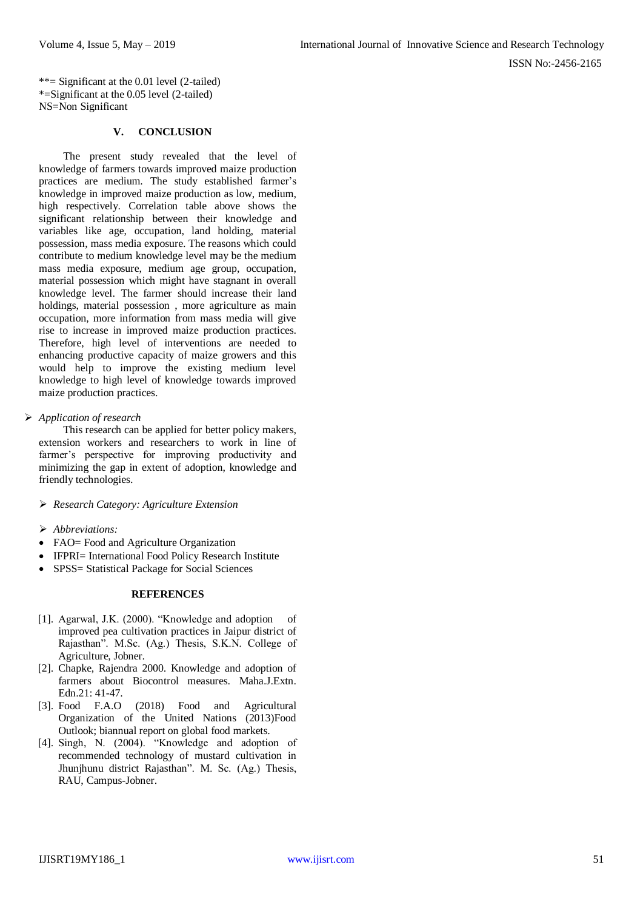**= Significant at the 0.01 level (2-tailed)
*=Significant at the 0.05 level (2-tailed)
NS=Non Significant

## V. CONCLUSION

The present study revealed that the level of knowledge of farmers towards improved maize production practices are medium. The study established farmer's knowledge in improved maize production as low, medium, high respectively. Correlation table above shows the significant relationship between their knowledge and variables like age, occupation, land holding, material possession, mass media exposure. The reasons which could contribute to medium knowledge level may be the medium mass media exposure, medium age group, occupation, material possession which might have stagnant in overall knowledge level. The farmer should increase their land holdings, material possession , more agriculture as main occupation, more information from mass media will give rise to increase in improved maize production practices. Therefore, high level of interventions are needed to enhancing productive capacity of maize growers and this would help to improve the existing medium level knowledge to high level of knowledge towards improved maize production practices.

- *Application of research*

This research can be applied for better policy makers, extension workers and researchers to work in line of farmer's perspective for improving productivity and minimizing the gap in extent of adoption, knowledge and friendly technologies.

- *Research Category: Agriculture Extension*

- *Abbreviations:*
  - FAO= Food and Agriculture Organization
  - IFPRI= International Food Policy Research Institute
  - SPSS= Statistical Package for Social Sciences

## REFERENCES

[1]. Agarwal, J.K. (2000). "Knowledge and adoption of improved pea cultivation practices in Jaipur district of Rajasthan". M.Sc. (Ag.) Thesis, S.K.N. College of Agriculture, Jobner.

[2]. Chapke, Rajendra 2000. Knowledge and adoption of farmers about Biocontrol measures. Maha.J.Extn. Edn.21: 41-47.

[3]. Food F.A.O (2018) Food and Agricultural Organization of the United Nations (2013)Food Outlook; biannual report on global food markets.

[4]. Singh, N. (2004). "Knowledge and adoption of recommended technology of mustard cultivation in Jhunjhunu district Rajasthan". M. Sc. (Ag.) Thesis, RAU, Campus-Jobner.